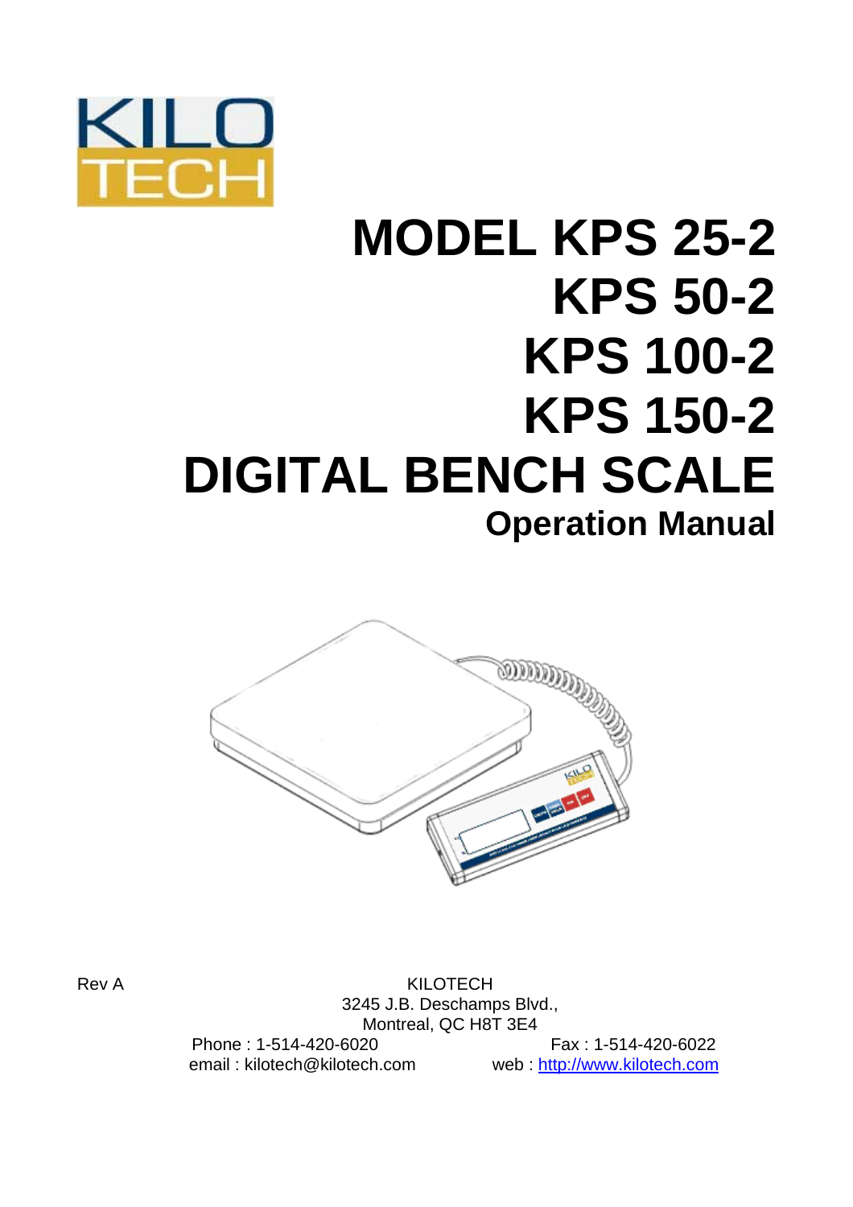KILO TECH

# MODEL KPS 25-2
# KPS 50-2
# KPS 100-2
# KPS 150-2
# DIGITAL BENCH SCALE
## Operation Manual

Rev A

KILOTECH
3245 J.B. Deschamps Blvd.,
Montreal, QC H8T 3E4
Phone : 1-514-420-6020 Fax : 1-514-420-6022
email : kilotech@kilotech.com web : [http://www.kilotech.com](http://www.kilotech.com)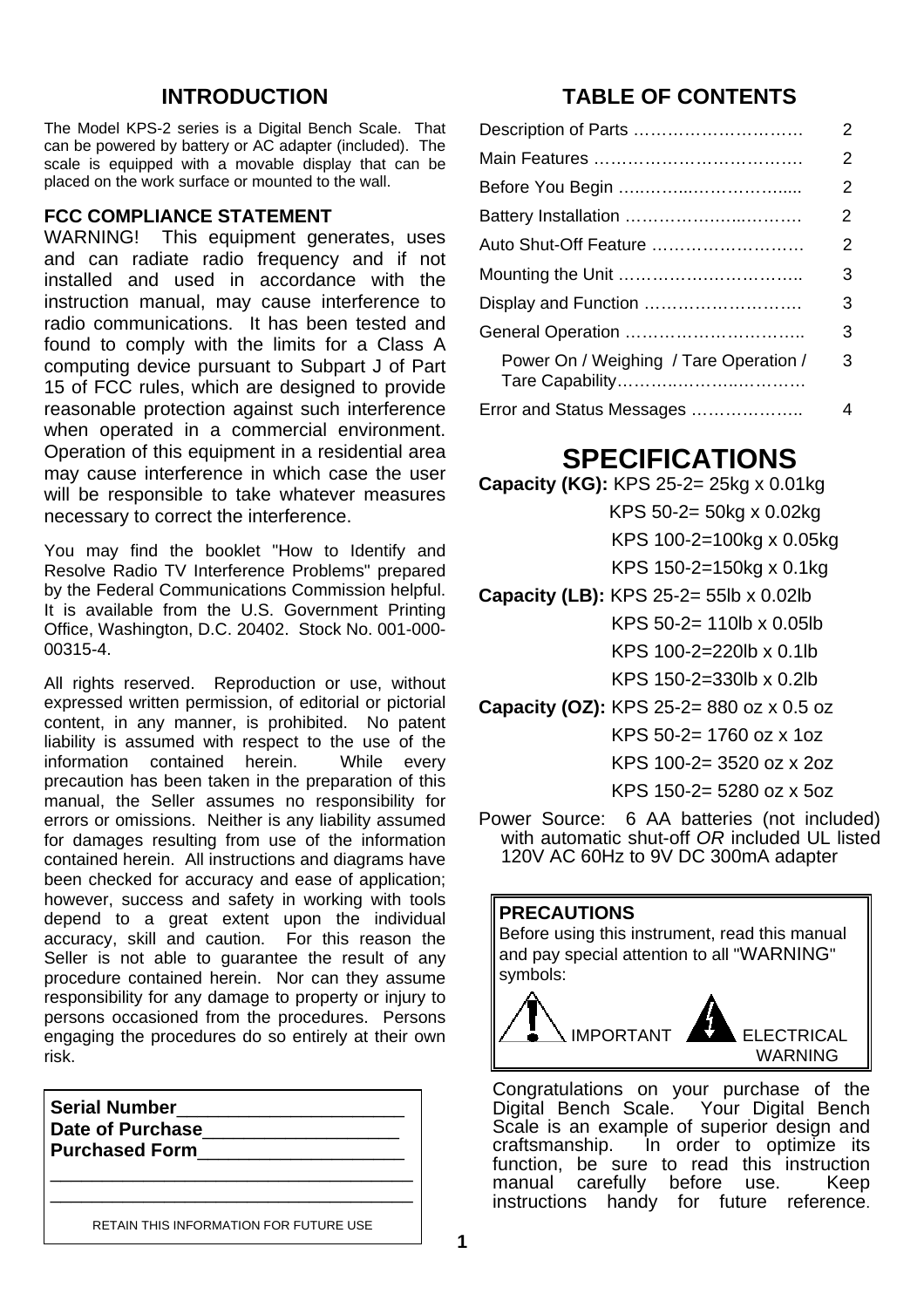## INTRODUCTION

The Model KPS-2 series is a Digital Bench Scale. That can be powered by battery or AC adapter (included). The scale is equipped with a movable display that can be placed on the work surface or mounted to the wall.

### FCC COMPLIANCE STATEMENT

WARNING! This equipment generates, uses and can radiate radio frequency and if not installed and used in accordance with the instruction manual, may cause interference to radio communications. It has been tested and found to comply with the limits for a Class A computing device pursuant to Subpart J of Part 15 of FCC rules, which are designed to provide reasonable protection against such interference when operated in a commercial environment. Operation of this equipment in a residential area may cause interference in which case the user will be responsible to take whatever measures necessary to correct the interference.

You may find the booklet "How to Identify and Resolve Radio TV Interference Problems" prepared by the Federal Communications Commission helpful. It is available from the U.S. Government Printing Office, Washington, D.C. 20402. Stock No. 001-000-00315-4.

All rights reserved. Reproduction or use, without expressed written permission, of editorial or pictorial content, in any manner, is prohibited. No patent liability is assumed with respect to the use of the information contained herein. While every precaution has been taken in the preparation of this manual, the Seller assumes no responsibility for errors or omissions. Neither is any liability assumed for damages resulting from use of the information contained herein. All instructions and diagrams have been checked for accuracy and ease of application; however, success and safety in working with tools depend to a great extent upon the individual accuracy, skill and caution. For this reason the Seller is not able to guarantee the result of any procedure contained herein. Nor can they assume responsibility for any damage to property or injury to persons occasioned from the procedures. Persons engaging the procedures do so entirely at their own risk.

**Serial Number**______________________
**Date of Purchase**___________________
**Purchased Form**____________________
____________________________________
____________________________________

RETAIN THIS INFORMATION FOR FUTURE USE

## TABLE OF CONTENTS

| | |
|---|---|
| Description of Parts | 2 |
| Main Features | 2 |
| Before You Begin | 2 |
| Battery Installation | 2 |
| Auto Shut-Off Feature | 2 |
| Mounting the Unit | 3 |
| Display and Function | 3 |
| General Operation | 3 |
| Power On / Weighing / Tare Operation / Tare Capability | 3 |
| Error and Status Messages | 4 |

## SPECIFICATIONS

**Capacity (KG):** KPS 25-2= 25kg x 0.01kg
KPS 50-2= 50kg x 0.02kg
KPS 100-2=100kg x 0.05kg
KPS 150-2=150kg x 0.1kg

**Capacity (LB):** KPS 25-2= 55lb x 0.02lb
KPS 50-2= 110lb x 0.05lb
KPS 100-2=220lb x 0.1lb
KPS 150-2=330lb x 0.2lb

**Capacity (OZ):** KPS 25-2= 880 oz x 0.5 oz
KPS 50-2= 1760 oz x 1oz
KPS 100-2= 3520 oz x 2oz
KPS 150-2= 5280 oz x 5oz

Power Source: 6 AA batteries (not included) with automatic shut-off *OR* included UL listed 120V AC 60Hz to 9V DC 300mA adapter

**PRECAUTIONS**
Before using this instrument, read this manual and pay special attention to all "WARNING" symbols:

IMPORTANT ELECTRICAL WARNING

Congratulations on your purchase of the Digital Bench Scale. Your Digital Bench Scale is an example of superior design and craftsmanship. In order to optimize its function, be sure to read this instruction manual carefully before use. Keep instructions handy for future reference.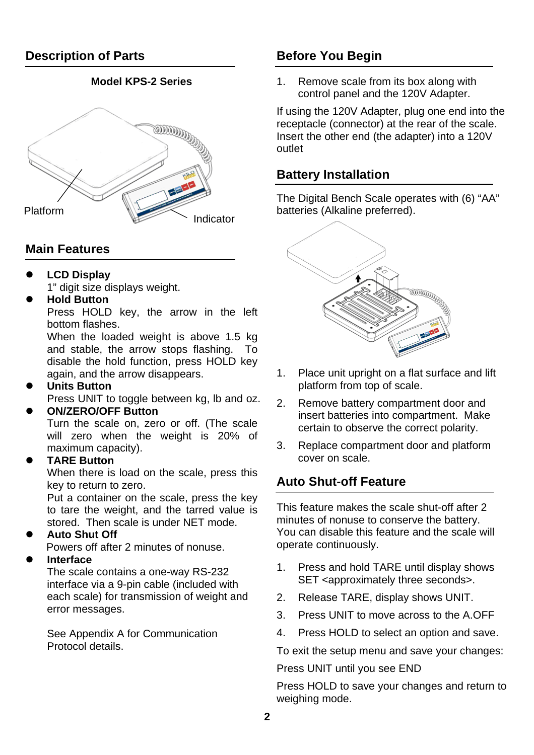## Description of Parts

**Model KPS-2 Series**

Platform

Indicator

## Main Features

- **LCD Display**
  1" digit size displays weight.
- **Hold Button**
  Press HOLD key, the arrow in the left bottom flashes.
  When the loaded weight is above 1.5 kg and stable, the arrow stops flashing. To disable the hold function, press HOLD key again, and the arrow disappears.
- **Units Button**
  Press UNIT to toggle between kg, lb and oz.
- **ON/ZERO/OFF Button**
  Turn the scale on, zero or off. (The scale will zero when the weight is 20% of maximum capacity).
- **TARE Button**
  When there is load on the scale, press this key to return to zero.
  Put a container on the scale, press the key to tare the weight, and the tarred value is stored. Then scale is under NET mode.
- **Auto Shut Off**
  Powers off after 2 minutes of nonuse.
- **Interface**
  The scale contains a one-way RS-232 interface via a 9-pin cable (included with each scale) for transmission of weight and error messages.

  See Appendix A for Communication Protocol details.

## Before You Begin

1. Remove scale from its box along with control panel and the 120V Adapter.

If using the 120V Adapter, plug one end into the receptacle (connector) at the rear of the scale. Insert the other end (the adapter) into a 120V outlet

## Battery Installation

The Digital Bench Scale operates with (6) "AA" batteries (Alkaline preferred).

1. Place unit upright on a flat surface and lift platform from top of scale.
2. Remove battery compartment door and insert batteries into compartment. Make certain to observe the correct polarity.
3. Replace compartment door and platform cover on scale.

## Auto Shut-off Feature

This feature makes the scale shut-off after 2 minutes of nonuse to conserve the battery. You can disable this feature and the scale will operate continuously.

1. Press and hold TARE until display shows SET <approximately three seconds>.
2. Release TARE, display shows UNIT.
3. Press UNIT to move across to the A.OFF
4. Press HOLD to select an option and save.

To exit the setup menu and save your changes:

Press UNIT until you see END

Press HOLD to save your changes and return to weighing mode.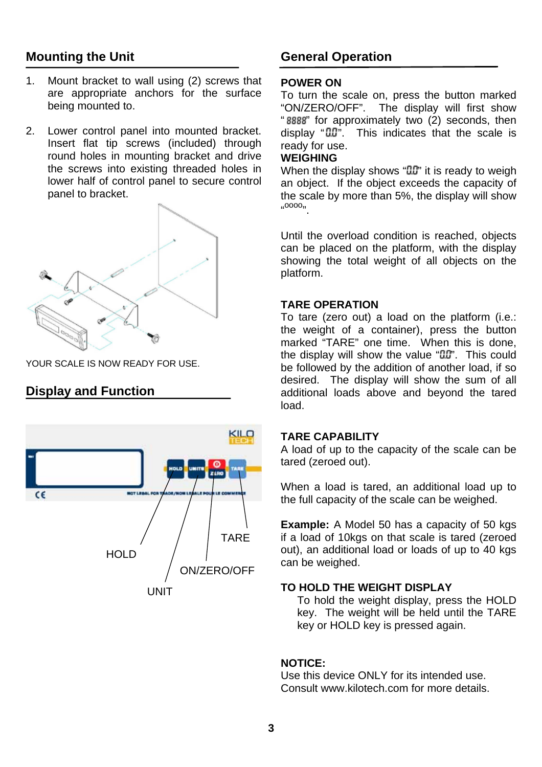## Mounting the Unit

1. Mount bracket to wall using (2) screws that are appropriate anchors for the surface being mounted to.

2. Lower control panel into mounted bracket. Insert flat tip screws (included) through round holes in mounting bracket and drive the screws into existing threaded holes in lower half of control panel to secure control panel to bracket.

YOUR SCALE IS NOW READY FOR USE.

## Display and Function

HOLD

UNIT

ON/ZERO/OFF

TARE

## General Operation

**POWER ON**

To turn the scale on, press the button marked "ON/ZERO/OFF". The display will first show "8888" for approximately two (2) seconds, then display "0.0". This indicates that the scale is ready for use.

**WEIGHING**

When the display shows "0.0" it is ready to weigh an object. If the object exceeds the capacity of the scale by more than 5%, the display will show "oooo".

Until the overload condition is reached, objects can be placed on the platform, with the display showing the total weight of all objects on the platform.

**TARE OPERATION**

To tare (zero out) a load on the platform (i.e.: the weight of a container), press the button marked "TARE" one time. When this is done, the display will show the value "0.0". This could be followed by the addition of another load, if so desired. The display will show the sum of all additional loads above and beyond the tared load.

**TARE CAPABILITY**

A load of up to the capacity of the scale can be tared (zeroed out).

When a load is tared, an additional load up to the full capacity of the scale can be weighed.

**Example:** A Model 50 has a capacity of 50 kgs if a load of 10kgs on that scale is tared (zeroed out), an additional load or loads of up to 40 kgs can be weighed.

**TO HOLD THE WEIGHT DISPLAY**

To hold the weight display, press the HOLD key. The weight will be held until the TARE key or HOLD key is pressed again.

**NOTICE:**

Use this device ONLY for its intended use.
Consult www.kilotech.com for more details.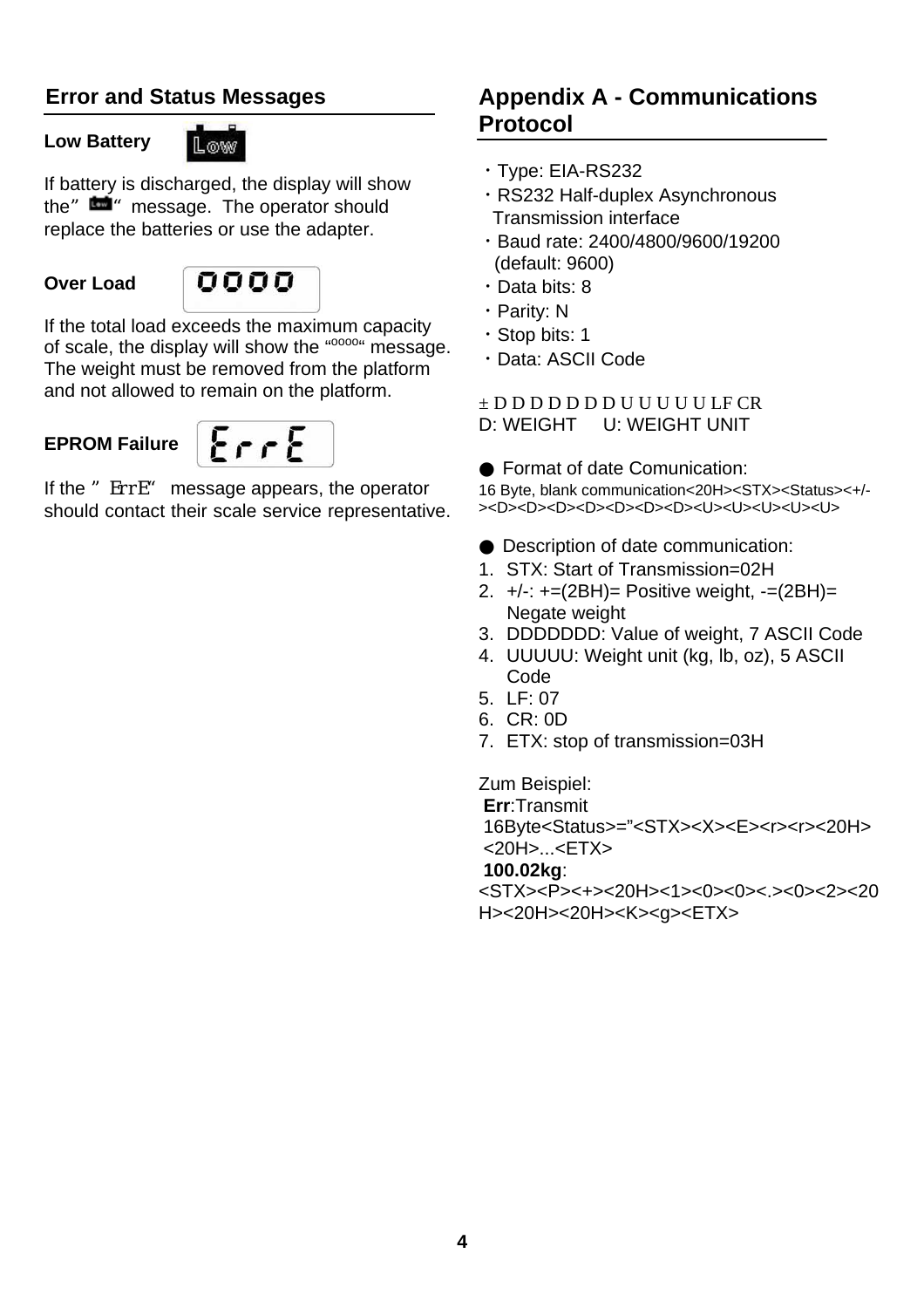## Error and Status Messages

**Low Battery**

If battery is discharged, the display will show the" Low " message. The operator should replace the batteries or use the adapter.

**Over Load**

If the total load exceeds the maximum capacity of scale, the display will show the "oooo" message. The weight must be removed from the platform and not allowed to remain on the platform.

**EPROM Failure**

If the " ErrE" message appears, the operator should contact their scale service representative.

## Appendix A - Communications Protocol

- Type: EIA-RS232
- RS232 Half-duplex Asynchronous Transmission interface
- Baud rate: 2400/4800/9600/19200 (default: 9600)
- Data bits: 8
- Parity: N
- Stop bits: 1
- Data: ASCII Code

± D D D D D D D U U U U U LF CR
D: WEIGHT U: WEIGHT UNIT

● Format of date Comunication:
16 Byte, blank communication<20H><STX><Status><+/-><D><D><D><D><D><D><D><U><U><U><U><U>

● Description of date communication:

1. STX: Start of Transmission=02H
2. +/-: +=(2BH)= Positive weight, -=(2BH)= Negate weight
3. DDDDDDD: Value of weight, 7 ASCII Code
4. UUUUU: Weight unit (kg, lb, oz), 5 ASCII Code
5. LF: 07
6. CR: 0D
7. ETX: stop of transmission=03H

Zum Beispiel:
**Err**:Transmit 16Byte<Status>="<STX><X><E><r><r><20H><20H>...<ETX>
**100.02kg**:
<STX><P><+><20H><1><0><0><.><0><2><20H><20H><20H><K><g><ETX>